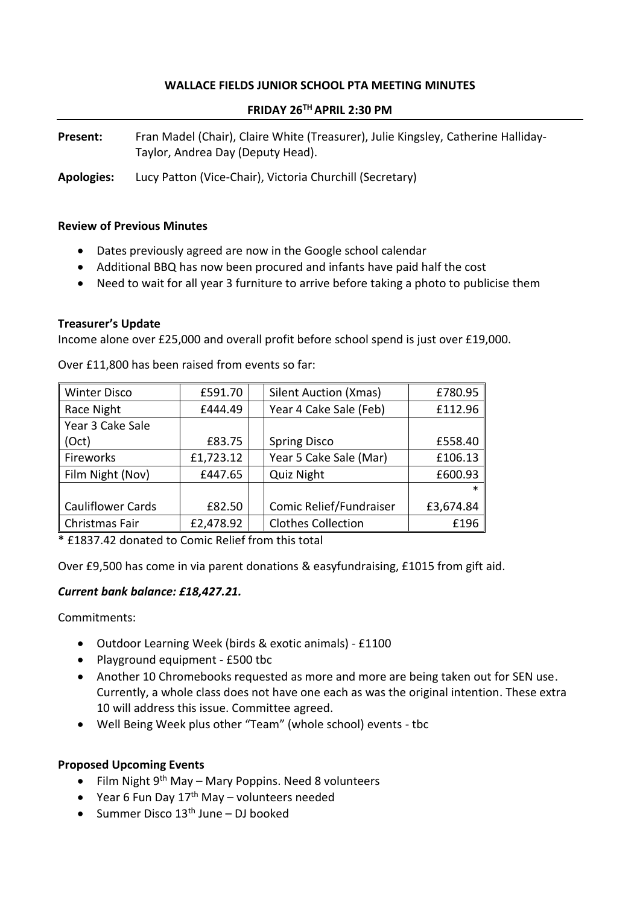**WALLACE FIELDS JUNIOR SCHOOL PTA MEETING MINUTES**

**FRIDAY 26TH APRIL 2:30 PM**

**Present:** Fran Madel (Chair), Claire White (Treasurer), Julie Kingsley, Catherine Halliday-Taylor, Andrea Day (Deputy Head).

**Apologies:** Lucy Patton (Vice-Chair), Victoria Churchill (Secretary)

**Review of Previous Minutes**

- Dates previously agreed are now in the Google school calendar
- Additional BBQ has now been procured and infants have paid half the cost
- Need to wait for all year 3 furniture to arrive before taking a photo to publicise them

**Treasurer's Update**

Income alone over £25,000 and overall profit before school spend is just over £19,000.

Over £11,800 has been raised from events so far:

| Event | Amount | | Event | Amount |
|---|---|---|---|---|
| Winter Disco | £591.70 | | Silent Auction (Xmas) | £780.95 |
| Race Night | £444.49 | | Year 4 Cake Sale (Feb) | £112.96 |
| Year 3 Cake Sale (Oct) | £83.75 | | Spring Disco | £558.40 |
| Fireworks | £1,723.12 | | Year 5 Cake Sale (Mar) | £106.13 |
| Film Night (Nov) | £447.65 | | Quiz Night | £600.93 |
| Cauliflower Cards | £82.50 | | Comic Relief/Fundraiser | * £3,674.84 |
| Christmas Fair | £2,478.92 | | Clothes Collection | £196 |

\* £1837.42 donated to Comic Relief from this total

Over £9,500 has come in via parent donations & easyfundraising, £1015 from gift aid.

***Current bank balance: £18,427.21.***

Commitments:

- Outdoor Learning Week (birds & exotic animals) - £1100
- Playground equipment - £500 tbc
- Another 10 Chromebooks requested as more and more are being taken out for SEN use. Currently, a whole class does not have one each as was the original intention. These extra 10 will address this issue. Committee agreed.
- Well Being Week plus other "Team" (whole school) events - tbc

**Proposed Upcoming Events**

- Film Night 9th May – Mary Poppins. Need 8 volunteers
- Year 6 Fun Day 17th May – volunteers needed
- Summer Disco 13th June – DJ booked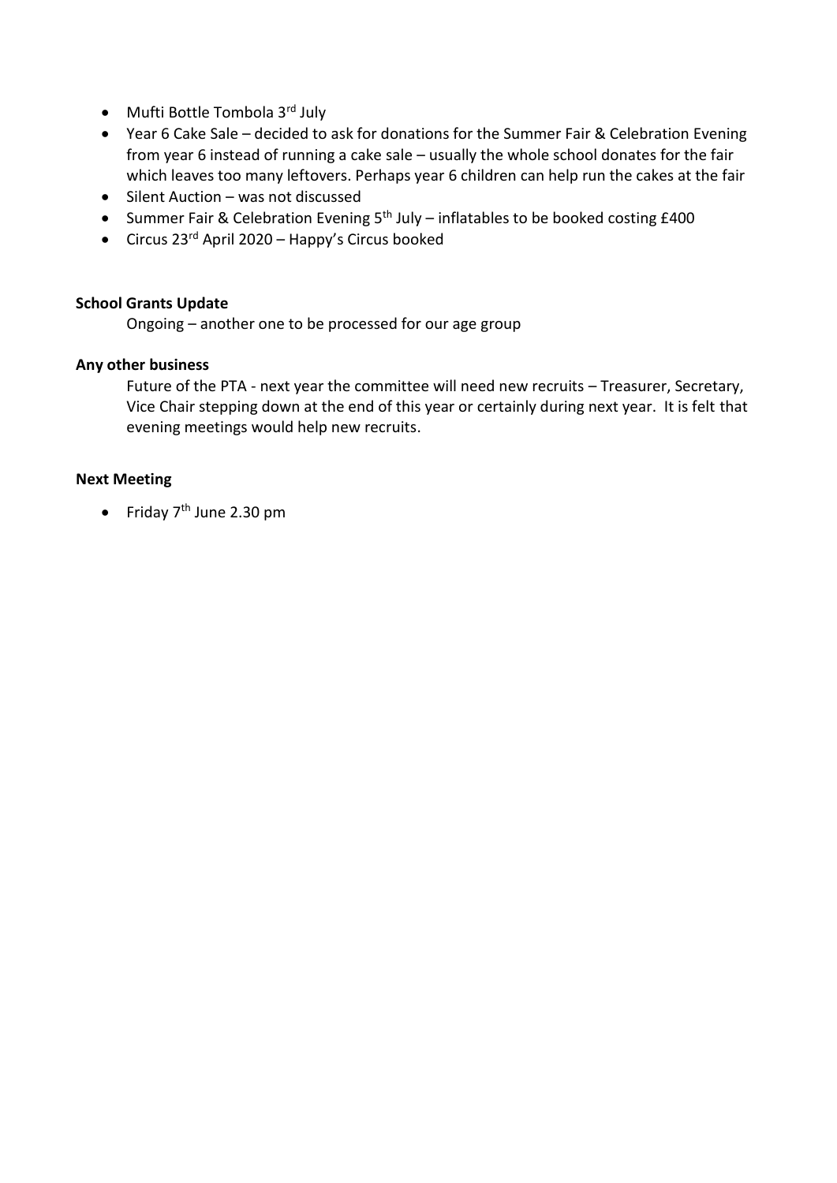- Mufti Bottle Tombola 3rd July
- Year 6 Cake Sale – decided to ask for donations for the Summer Fair & Celebration Evening from year 6 instead of running a cake sale – usually the whole school donates for the fair which leaves too many leftovers. Perhaps year 6 children can help run the cakes at the fair
- Silent Auction – was not discussed
- Summer Fair & Celebration Evening 5th July – inflatables to be booked costing £400
- Circus 23rd April 2020 – Happy's Circus booked

**School Grants Update**

Ongoing – another one to be processed for our age group

**Any other business**

Future of the PTA - next year the committee will need new recruits – Treasurer, Secretary, Vice Chair stepping down at the end of this year or certainly during next year. It is felt that evening meetings would help new recruits.

**Next Meeting**

- Friday 7th June 2.30 pm